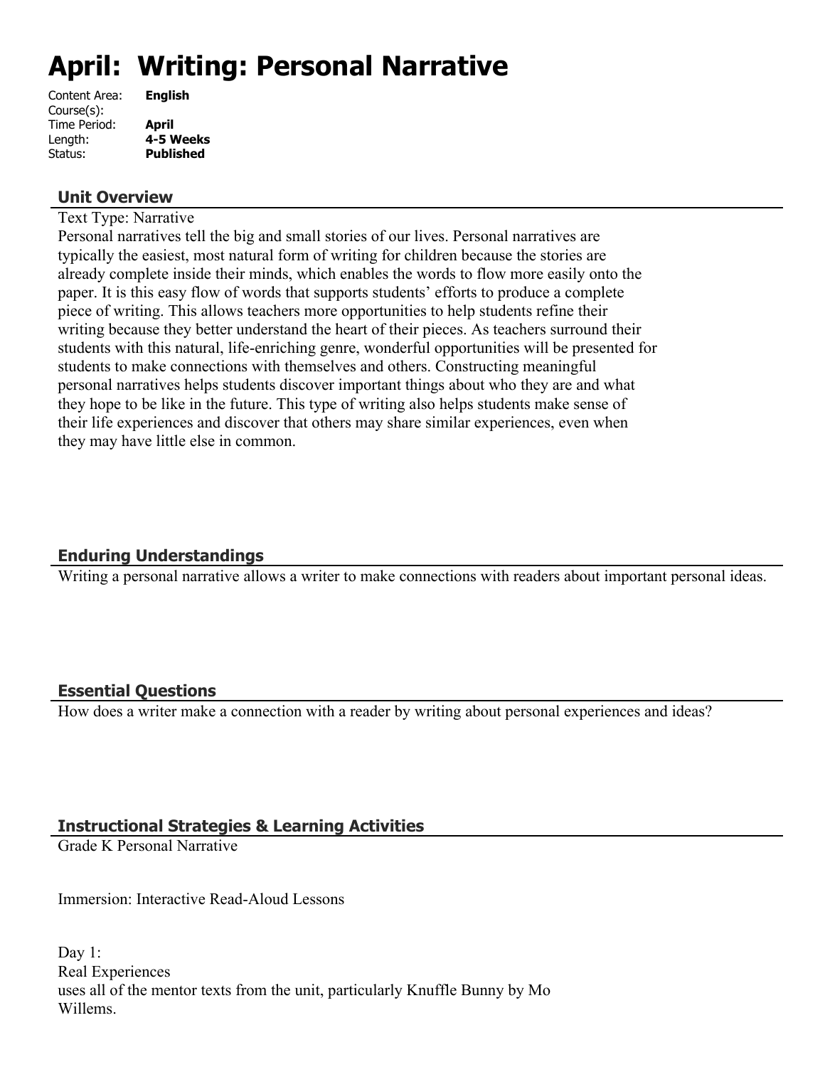# April: Writing: Personal Narrative

Content Area: **English**
Course(s):
Time Period: **April**
Length: **4-5 Weeks**
Status: **Published**

## Unit Overview

Text Type: Narrative
Personal narratives tell the big and small stories of our lives. Personal narratives are typically the easiest, most natural form of writing for children because the stories are already complete inside their minds, which enables the words to flow more easily onto the paper. It is this easy flow of words that supports students' efforts to produce a complete piece of writing. This allows teachers more opportunities to help students refine their writing because they better understand the heart of their pieces. As teachers surround their students with this natural, life-enriching genre, wonderful opportunities will be presented for students to make connections with themselves and others. Constructing meaningful personal narratives helps students discover important things about who they are and what they hope to be like in the future. This type of writing also helps students make sense of their life experiences and discover that others may share similar experiences, even when they may have little else in common.

## Enduring Understandings

Writing a personal narrative allows a writer to make connections with readers about important personal ideas.

## Essential Questions

How does a writer make a connection with a reader by writing about personal experiences and ideas?

## Instructional Strategies & Learning Activities

Grade K Personal Narrative

Immersion: Interactive Read-Aloud Lessons

Day 1:
Real Experiences
uses all of the mentor texts from the unit, particularly Knuffle Bunny by Mo Willems.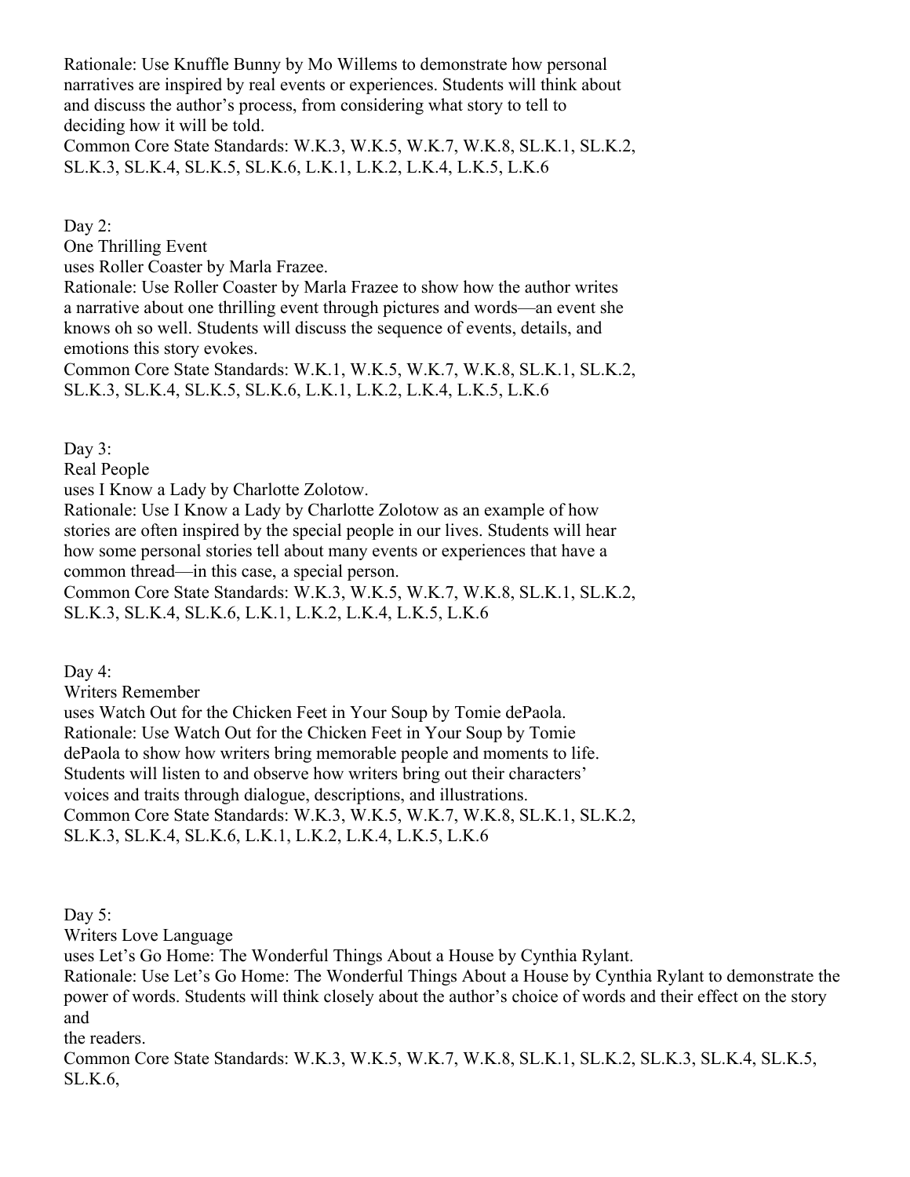Rationale: Use Knuffle Bunny by Mo Willems to demonstrate how personal narratives are inspired by real events or experiences. Students will think about and discuss the author's process, from considering what story to tell to deciding how it will be told.
Common Core State Standards: W.K.3, W.K.5, W.K.7, W.K.8, SL.K.1, SL.K.2, SL.K.3, SL.K.4, SL.K.5, SL.K.6, L.K.1, L.K.2, L.K.4, L.K.5, L.K.6

Day 2:
One Thrilling Event
uses Roller Coaster by Marla Frazee.
Rationale: Use Roller Coaster by Marla Frazee to show how the author writes a narrative about one thrilling event through pictures and words—an event she knows oh so well. Students will discuss the sequence of events, details, and emotions this story evokes.
Common Core State Standards: W.K.1, W.K.5, W.K.7, W.K.8, SL.K.1, SL.K.2, SL.K.3, SL.K.4, SL.K.5, SL.K.6, L.K.1, L.K.2, L.K.4, L.K.5, L.K.6

Day 3:
Real People
uses I Know a Lady by Charlotte Zolotow.
Rationale: Use I Know a Lady by Charlotte Zolotow as an example of how stories are often inspired by the special people in our lives. Students will hear how some personal stories tell about many events or experiences that have a common thread—in this case, a special person.
Common Core State Standards: W.K.3, W.K.5, W.K.7, W.K.8, SL.K.1, SL.K.2, SL.K.3, SL.K.4, SL.K.6, L.K.1, L.K.2, L.K.4, L.K.5, L.K.6

Day 4:
Writers Remember
uses Watch Out for the Chicken Feet in Your Soup by Tomie dePaola.
Rationale: Use Watch Out for the Chicken Feet in Your Soup by Tomie dePaola to show how writers bring memorable people and moments to life. Students will listen to and observe how writers bring out their characters' voices and traits through dialogue, descriptions, and illustrations.
Common Core State Standards: W.K.3, W.K.5, W.K.7, W.K.8, SL.K.1, SL.K.2, SL.K.3, SL.K.4, SL.K.6, L.K.1, L.K.2, L.K.4, L.K.5, L.K.6

Day 5:
Writers Love Language
uses Let's Go Home: The Wonderful Things About a House by Cynthia Rylant.
Rationale: Use Let's Go Home: The Wonderful Things About a House by Cynthia Rylant to demonstrate the power of words. Students will think closely about the author's choice of words and their effect on the story and
the readers.
Common Core State Standards: W.K.3, W.K.5, W.K.7, W.K.8, SL.K.1, SL.K.2, SL.K.3, SL.K.4, SL.K.5, SL.K.6,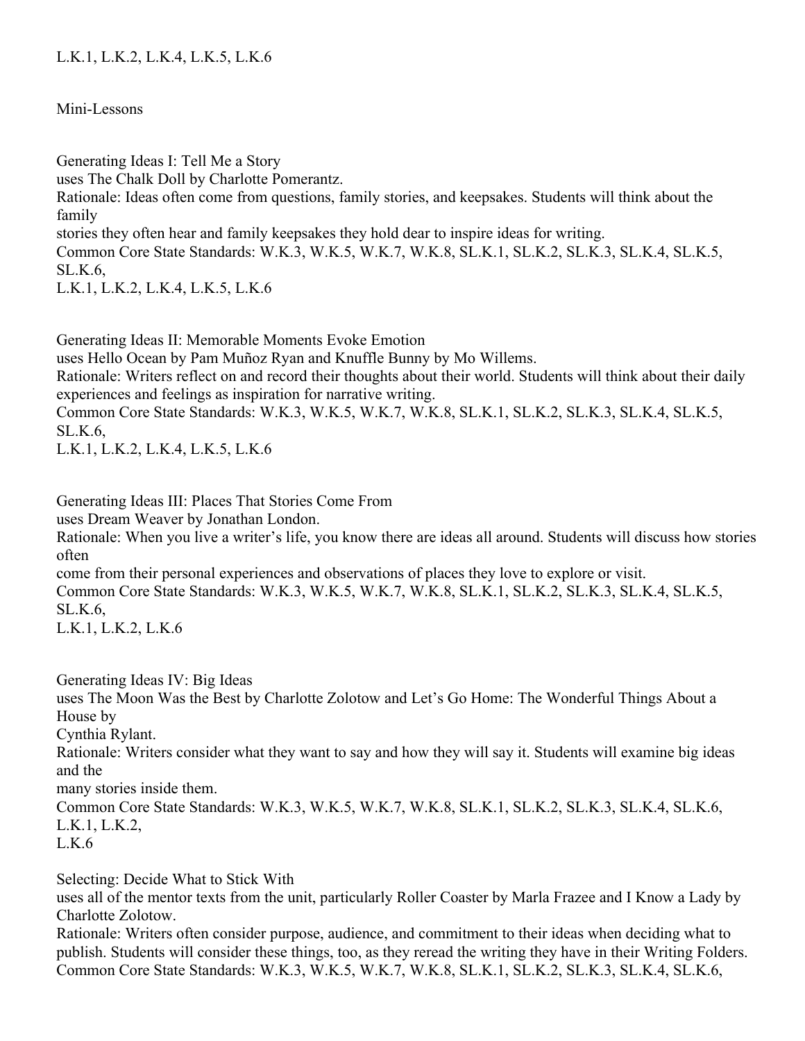L.K.1, L.K.2, L.K.4, L.K.5, L.K.6

## Mini-Lessons

### Generating Ideas I: Tell Me a Story

uses The Chalk Doll by Charlotte Pomerantz.

Rationale: Ideas often come from questions, family stories, and keepsakes. Students will think about the family stories they often hear and family keepsakes they hold dear to inspire ideas for writing.

Common Core State Standards: W.K.3, W.K.5, W.K.7, W.K.8, SL.K.1, SL.K.2, SL.K.3, SL.K.4, SL.K.5, SL.K.6, L.K.1, L.K.2, L.K.4, L.K.5, L.K.6

### Generating Ideas II: Memorable Moments Evoke Emotion

uses Hello Ocean by Pam Muñoz Ryan and Knuffle Bunny by Mo Willems.

Rationale: Writers reflect on and record their thoughts about their world. Students will think about their daily experiences and feelings as inspiration for narrative writing.

Common Core State Standards: W.K.3, W.K.5, W.K.7, W.K.8, SL.K.1, SL.K.2, SL.K.3, SL.K.4, SL.K.5, SL.K.6, L.K.1, L.K.2, L.K.4, L.K.5, L.K.6

### Generating Ideas III: Places That Stories Come From

uses Dream Weaver by Jonathan London.

Rationale: When you live a writer's life, you know there are ideas all around. Students will discuss how stories often come from their personal experiences and observations of places they love to explore or visit.

Common Core State Standards: W.K.3, W.K.5, W.K.7, W.K.8, SL.K.1, SL.K.2, SL.K.3, SL.K.4, SL.K.5, SL.K.6, L.K.1, L.K.2, L.K.6

### Generating Ideas IV: Big Ideas

uses The Moon Was the Best by Charlotte Zolotow and Let's Go Home: The Wonderful Things About a House by Cynthia Rylant.

Rationale: Writers consider what they want to say and how they will say it. Students will examine big ideas and the many stories inside them.

Common Core State Standards: W.K.3, W.K.5, W.K.7, W.K.8, SL.K.1, SL.K.2, SL.K.3, SL.K.4, SL.K.6, L.K.1, L.K.2, L.K.6

### Selecting: Decide What to Stick With

uses all of the mentor texts from the unit, particularly Roller Coaster by Marla Frazee and I Know a Lady by Charlotte Zolotow.

Rationale: Writers often consider purpose, audience, and commitment to their ideas when deciding what to publish. Students will consider these things, too, as they reread the writing they have in their Writing Folders.

Common Core State Standards: W.K.3, W.K.5, W.K.7, W.K.8, SL.K.1, SL.K.2, SL.K.3, SL.K.4, SL.K.6,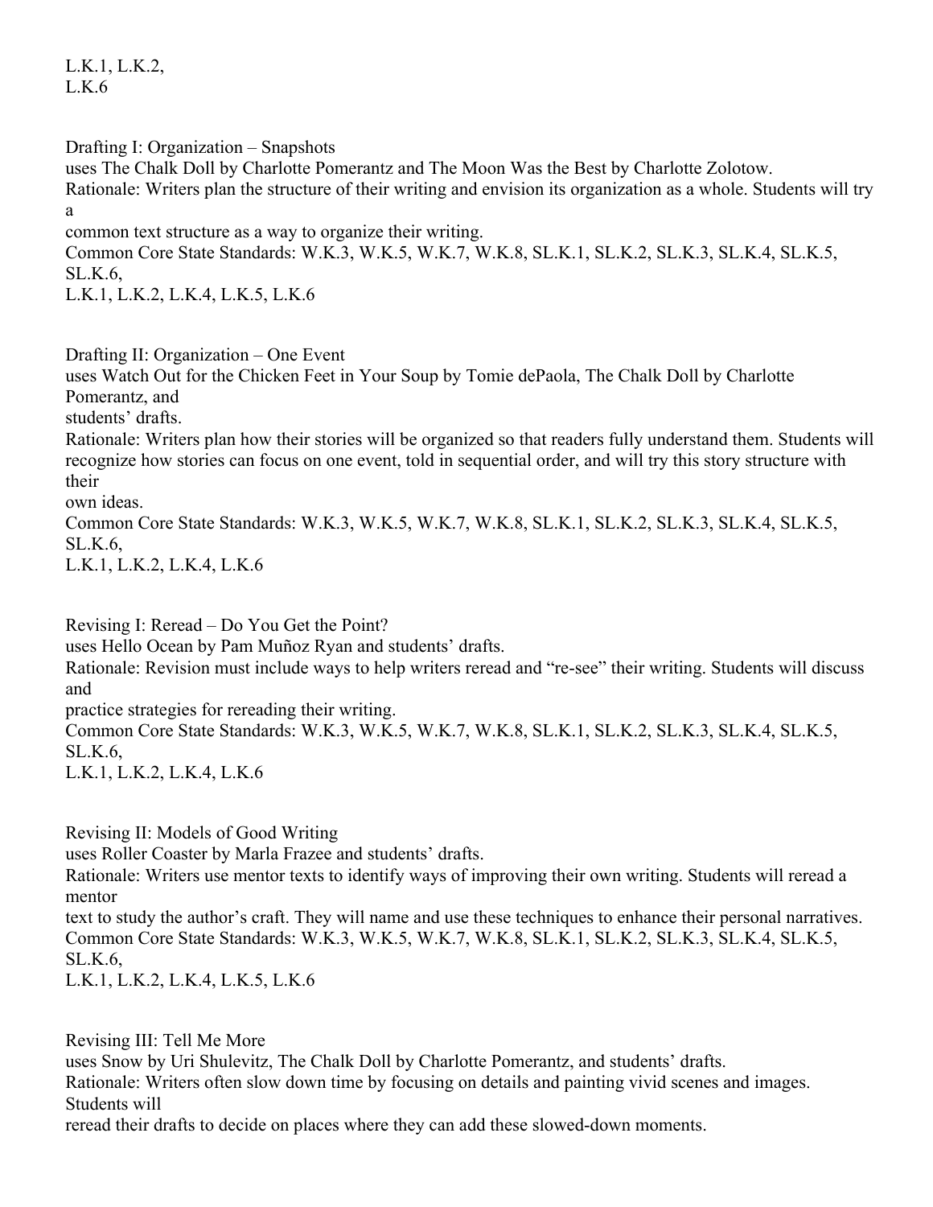L.K.1, L.K.2, L.K.6

Drafting I: Organization – Snapshots
uses The Chalk Doll by Charlotte Pomerantz and The Moon Was the Best by Charlotte Zolotow.
Rationale: Writers plan the structure of their writing and envision its organization as a whole. Students will try a common text structure as a way to organize their writing.
Common Core State Standards: W.K.3, W.K.5, W.K.7, W.K.8, SL.K.1, SL.K.2, SL.K.3, SL.K.4, SL.K.5, SL.K.6, L.K.1, L.K.2, L.K.4, L.K.5, L.K.6

Drafting II: Organization – One Event
uses Watch Out for the Chicken Feet in Your Soup by Tomie dePaola, The Chalk Doll by Charlotte Pomerantz, and students' drafts.
Rationale: Writers plan how their stories will be organized so that readers fully understand them. Students will recognize how stories can focus on one event, told in sequential order, and will try this story structure with their own ideas.
Common Core State Standards: W.K.3, W.K.5, W.K.7, W.K.8, SL.K.1, SL.K.2, SL.K.3, SL.K.4, SL.K.5, SL.K.6, L.K.1, L.K.2, L.K.4, L.K.6

Revising I: Reread – Do You Get the Point?
uses Hello Ocean by Pam Muñoz Ryan and students' drafts.
Rationale: Revision must include ways to help writers reread and "re-see" their writing. Students will discuss and practice strategies for rereading their writing.
Common Core State Standards: W.K.3, W.K.5, W.K.7, W.K.8, SL.K.1, SL.K.2, SL.K.3, SL.K.4, SL.K.5, SL.K.6, L.K.1, L.K.2, L.K.4, L.K.6

Revising II: Models of Good Writing
uses Roller Coaster by Marla Frazee and students' drafts.
Rationale: Writers use mentor texts to identify ways of improving their own writing. Students will reread a mentor text to study the author's craft. They will name and use these techniques to enhance their personal narratives.
Common Core State Standards: W.K.3, W.K.5, W.K.7, W.K.8, SL.K.1, SL.K.2, SL.K.3, SL.K.4, SL.K.5, SL.K.6, L.K.1, L.K.2, L.K.4, L.K.5, L.K.6

Revising III: Tell Me More
uses Snow by Uri Shulevitz, The Chalk Doll by Charlotte Pomerantz, and students' drafts.
Rationale: Writers often slow down time by focusing on details and painting vivid scenes and images. Students will reread their drafts to decide on places where they can add these slowed-down moments.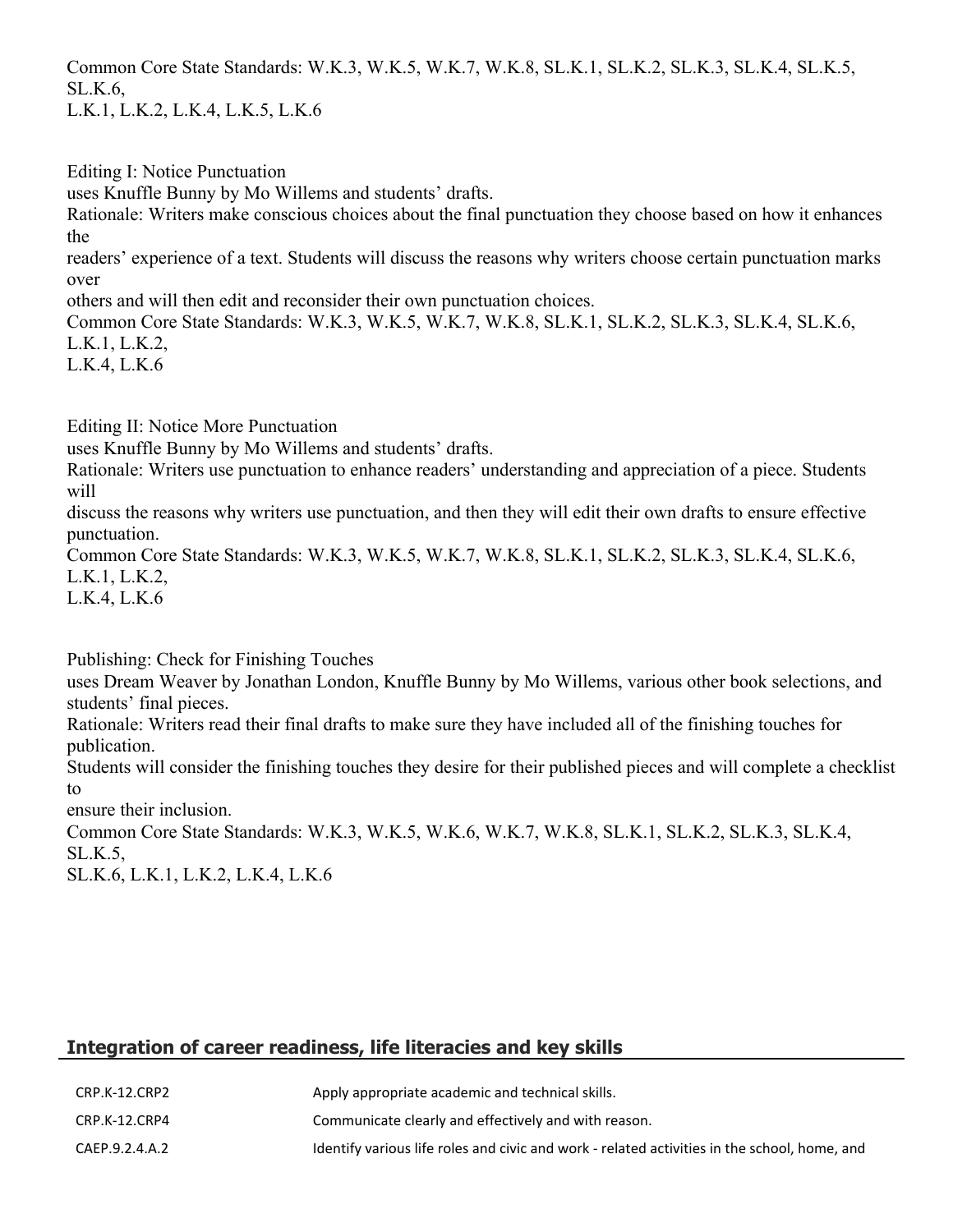Common Core State Standards: W.K.3, W.K.5, W.K.7, W.K.8, SL.K.1, SL.K.2, SL.K.3, SL.K.4, SL.K.5, SL.K.6,
L.K.1, L.K.2, L.K.4, L.K.5, L.K.6

Editing I: Notice Punctuation
uses Knuffle Bunny by Mo Willems and students' drafts.
Rationale: Writers make conscious choices about the final punctuation they choose based on how it enhances the
readers' experience of a text. Students will discuss the reasons why writers choose certain punctuation marks over
others and will then edit and reconsider their own punctuation choices.
Common Core State Standards: W.K.3, W.K.5, W.K.7, W.K.8, SL.K.1, SL.K.2, SL.K.3, SL.K.4, SL.K.6, L.K.1, L.K.2,
L.K.4, L.K.6

Editing II: Notice More Punctuation
uses Knuffle Bunny by Mo Willems and students' drafts.
Rationale: Writers use punctuation to enhance readers' understanding and appreciation of a piece. Students will
discuss the reasons why writers use punctuation, and then they will edit their own drafts to ensure effective punctuation.
Common Core State Standards: W.K.3, W.K.5, W.K.7, W.K.8, SL.K.1, SL.K.2, SL.K.3, SL.K.4, SL.K.6, L.K.1, L.K.2,
L.K.4, L.K.6

Publishing: Check for Finishing Touches
uses Dream Weaver by Jonathan London, Knuffle Bunny by Mo Willems, various other book selections, and students' final pieces.
Rationale: Writers read their final drafts to make sure they have included all of the finishing touches for publication.
Students will consider the finishing touches they desire for their published pieces and will complete a checklist to
ensure their inclusion.
Common Core State Standards: W.K.3, W.K.5, W.K.6, W.K.7, W.K.8, SL.K.1, SL.K.2, SL.K.3, SL.K.4, SL.K.5,
SL.K.6, L.K.1, L.K.2, L.K.4, L.K.6

## Integration of career readiness, life literacies and key skills

| | |
|---|---|
| CRP.K-12.CRP2 | Apply appropriate academic and technical skills. |
| CRP.K-12.CRP4 | Communicate clearly and effectively and with reason. |
| CAEP.9.2.4.A.2 | Identify various life roles and civic and work - related activities in the school, home, and |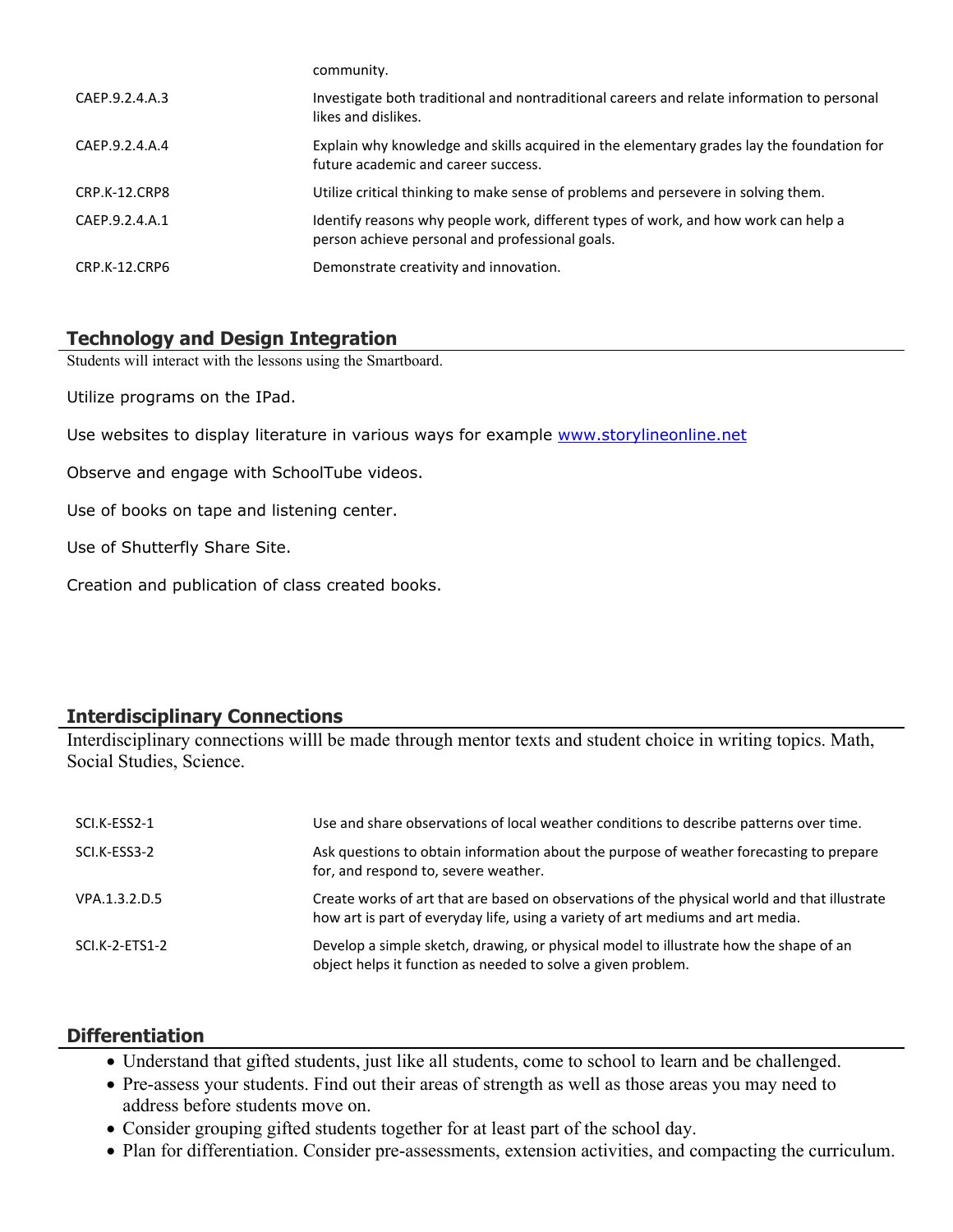| | |
|---|---|
| | community. |
| CAEP.9.2.4.A.3 | Investigate both traditional and nontraditional careers and relate information to personal likes and dislikes. |
| CAEP.9.2.4.A.4 | Explain why knowledge and skills acquired in the elementary grades lay the foundation for future academic and career success. |
| CRP.K-12.CRP8 | Utilize critical thinking to make sense of problems and persevere in solving them. |
| CAEP.9.2.4.A.1 | Identify reasons why people work, different types of work, and how work can help a person achieve personal and professional goals. |
| CRP.K-12.CRP6 | Demonstrate creativity and innovation. |

## Technology and Design Integration

Students will interact with the lessons using the Smartboard.

Utilize programs on the IPad.

Use websites to display literature in various ways for example www.storylineonline.net

Observe and engage with SchoolTube videos.

Use of books on tape and listening center.

Use of Shutterfly Share Site.

Creation and publication of class created books.

## Interdisciplinary Connections

Interdisciplinary connections willl be made through mentor texts and student choice in writing topics. Math, Social Studies, Science.

| | |
|---|---|
| SCI.K-ESS2-1 | Use and share observations of local weather conditions to describe patterns over time. |
| SCI.K-ESS3-2 | Ask questions to obtain information about the purpose of weather forecasting to prepare for, and respond to, severe weather. |
| VPA.1.3.2.D.5 | Create works of art that are based on observations of the physical world and that illustrate how art is part of everyday life, using a variety of art mediums and art media. |
| SCI.K-2-ETS1-2 | Develop a simple sketch, drawing, or physical model to illustrate how the shape of an object helps it function as needed to solve a given problem. |

## Differentiation

- Understand that gifted students, just like all students, come to school to learn and be challenged.
- Pre-assess your students. Find out their areas of strength as well as those areas you may need to address before students move on.
- Consider grouping gifted students together for at least part of the school day.
- Plan for differentiation. Consider pre-assessments, extension activities, and compacting the curriculum.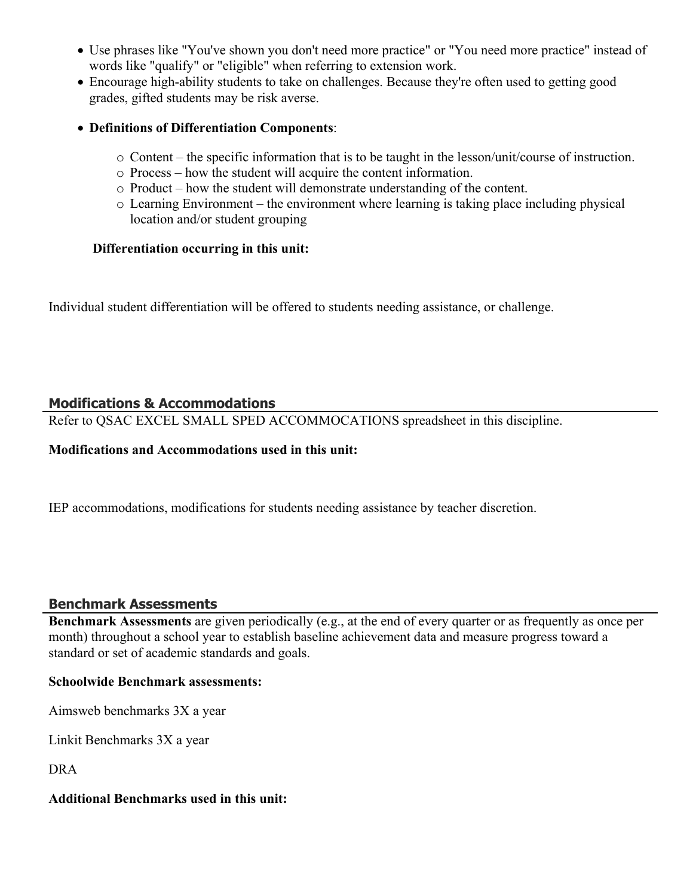- Use phrases like "You've shown you don't need more practice" or "You need more practice" instead of words like "qualify" or "eligible" when referring to extension work.
- Encourage high-ability students to take on challenges. Because they're often used to getting good grades, gifted students may be risk averse.
- **Definitions of Differentiation Components**:
  - Content – the specific information that is to be taught in the lesson/unit/course of instruction.
  - Process – how the student will acquire the content information.
  - Product – how the student will demonstrate understanding of the content.
  - Learning Environment – the environment where learning is taking place including physical location and/or student grouping

**Differentiation occurring in this unit:**

Individual student differentiation will be offered to students needing assistance, or challenge.

## Modifications & Accommodations

Refer to QSAC EXCEL SMALL SPED ACCOMMOCATIONS spreadsheet in this discipline.

**Modifications and Accommodations used in this unit:**

IEP accommodations, modifications for students needing assistance by teacher discretion.

## Benchmark Assessments

**Benchmark Assessments** are given periodically (e.g., at the end of every quarter or as frequently as once per month) throughout a school year to establish baseline achievement data and measure progress toward a standard or set of academic standards and goals.

**Schoolwide Benchmark assessments:**

Aimsweb benchmarks 3X a year

Linkit Benchmarks 3X a year

DRA

**Additional Benchmarks used in this unit:**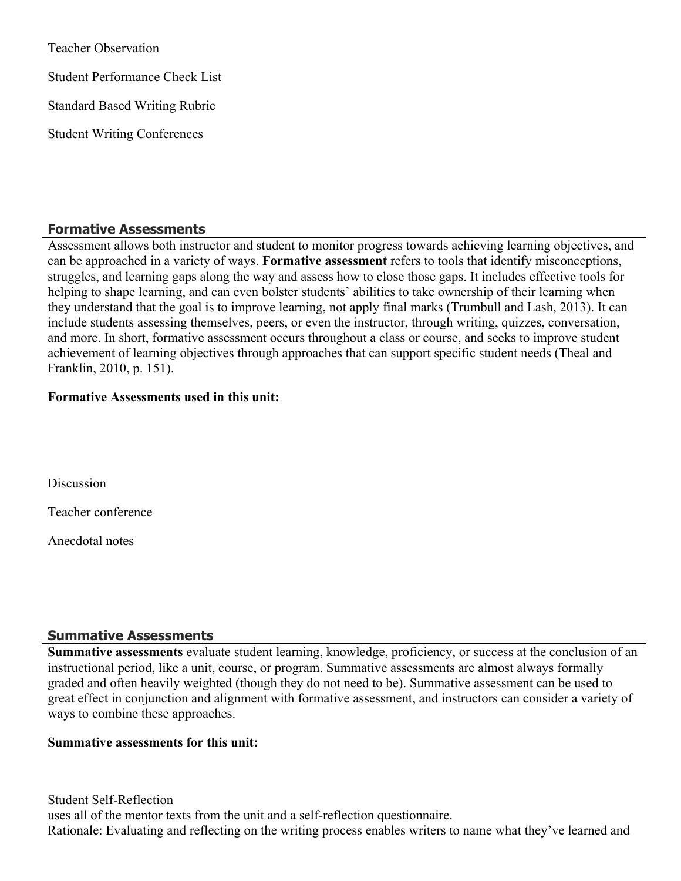Teacher Observation

Student Performance Check List

Standard Based Writing Rubric

Student Writing Conferences

## Formative Assessments

Assessment allows both instructor and student to monitor progress towards achieving learning objectives, and can be approached in a variety of ways. **Formative assessment** refers to tools that identify misconceptions, struggles, and learning gaps along the way and assess how to close those gaps. It includes effective tools for helping to shape learning, and can even bolster students' abilities to take ownership of their learning when they understand that the goal is to improve learning, not apply final marks (Trumbull and Lash, 2013). It can include students assessing themselves, peers, or even the instructor, through writing, quizzes, conversation, and more. In short, formative assessment occurs throughout a class or course, and seeks to improve student achievement of learning objectives through approaches that can support specific student needs (Theal and Franklin, 2010, p. 151).

**Formative Assessments used in this unit:**

Discussion

Teacher conference

Anecdotal notes

## Summative Assessments

**Summative assessments** evaluate student learning, knowledge, proficiency, or success at the conclusion of an instructional period, like a unit, course, or program. Summative assessments are almost always formally graded and often heavily weighted (though they do not need to be). Summative assessment can be used to great effect in conjunction and alignment with formative assessment, and instructors can consider a variety of ways to combine these approaches.

**Summative assessments for this unit:**

Student Self-Reflection
uses all of the mentor texts from the unit and a self-reflection questionnaire.
Rationale: Evaluating and reflecting on the writing process enables writers to name what they've learned and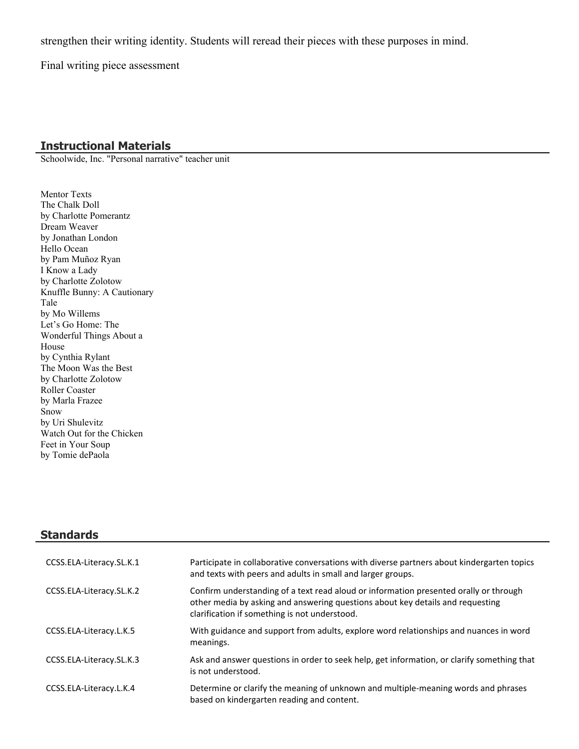strengthen their writing identity. Students will reread their pieces with these purposes in mind.

Final writing piece assessment

## Instructional Materials

Schoolwide, Inc. "Personal narrative" teacher unit

Mentor Texts
The Chalk Doll
by Charlotte Pomerantz
Dream Weaver
by Jonathan London
Hello Ocean
by Pam Muñoz Ryan
I Know a Lady
by Charlotte Zolotow
Knuffle Bunny: A Cautionary Tale
by Mo Willems
Let's Go Home: The Wonderful Things About a House
by Cynthia Rylant
The Moon Was the Best
by Charlotte Zolotow
Roller Coaster
by Marla Frazee
Snow
by Uri Shulevitz
Watch Out for the Chicken Feet in Your Soup
by Tomie dePaola

## Standards

| | |
|---|---|
| CCSS.ELA-Literacy.SL.K.1 | Participate in collaborative conversations with diverse partners about kindergarten topics and texts with peers and adults in small and larger groups. |
| CCSS.ELA-Literacy.SL.K.2 | Confirm understanding of a text read aloud or information presented orally or through other media by asking and answering questions about key details and requesting clarification if something is not understood. |
| CCSS.ELA-Literacy.L.K.5 | With guidance and support from adults, explore word relationships and nuances in word meanings. |
| CCSS.ELA-Literacy.SL.K.3 | Ask and answer questions in order to seek help, get information, or clarify something that is not understood. |
| CCSS.ELA-Literacy.L.K.4 | Determine or clarify the meaning of unknown and multiple-meaning words and phrases based on kindergarten reading and content. |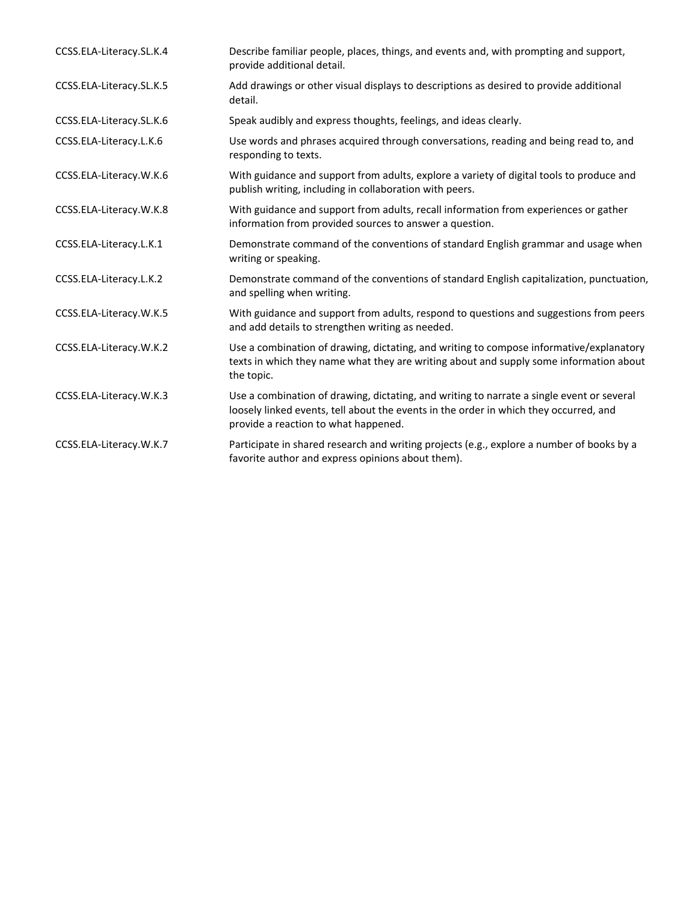| | |
|---|---|
| CCSS.ELA-Literacy.SL.K.4 | Describe familiar people, places, things, and events and, with prompting and support, provide additional detail. |
| CCSS.ELA-Literacy.SL.K.5 | Add drawings or other visual displays to descriptions as desired to provide additional detail. |
| CCSS.ELA-Literacy.SL.K.6 | Speak audibly and express thoughts, feelings, and ideas clearly. |
| CCSS.ELA-Literacy.L.K.6 | Use words and phrases acquired through conversations, reading and being read to, and responding to texts. |
| CCSS.ELA-Literacy.W.K.6 | With guidance and support from adults, explore a variety of digital tools to produce and publish writing, including in collaboration with peers. |
| CCSS.ELA-Literacy.W.K.8 | With guidance and support from adults, recall information from experiences or gather information from provided sources to answer a question. |
| CCSS.ELA-Literacy.L.K.1 | Demonstrate command of the conventions of standard English grammar and usage when writing or speaking. |
| CCSS.ELA-Literacy.L.K.2 | Demonstrate command of the conventions of standard English capitalization, punctuation, and spelling when writing. |
| CCSS.ELA-Literacy.W.K.5 | With guidance and support from adults, respond to questions and suggestions from peers and add details to strengthen writing as needed. |
| CCSS.ELA-Literacy.W.K.2 | Use a combination of drawing, dictating, and writing to compose informative/explanatory texts in which they name what they are writing about and supply some information about the topic. |
| CCSS.ELA-Literacy.W.K.3 | Use a combination of drawing, dictating, and writing to narrate a single event or several loosely linked events, tell about the events in the order in which they occurred, and provide a reaction to what happened. |
| CCSS.ELA-Literacy.W.K.7 | Participate in shared research and writing projects (e.g., explore a number of books by a favorite author and express opinions about them). |